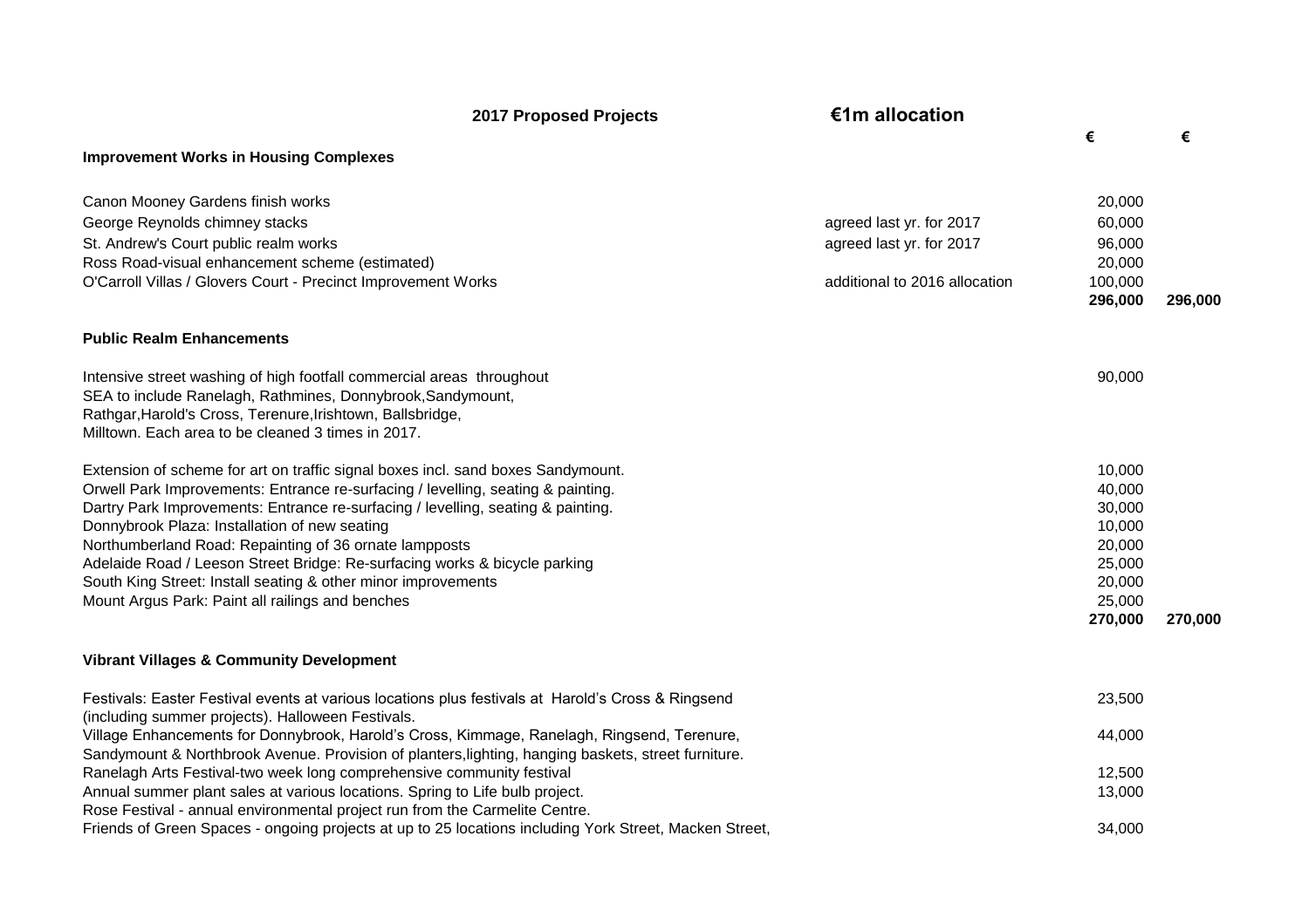| 2017 Proposed Projects | €1m allocation | € | € |
|---|---|---|---|
| **Improvement Works in Housing Complexes** | | | |
| Canon Mooney Gardens finish works | | 20,000 | |
| George Reynolds chimney stacks | agreed last yr. for 2017 | 60,000 | |
| St. Andrew's Court public realm works | agreed last yr. for 2017 | 96,000 | |
| Ross Road-visual enhancement scheme (estimated) | | 20,000 | |
| O'Carroll Villas / Glovers Court - Precinct Improvement Works | additional to 2016 allocation | 100,000 | |
| | | **296,000** | **296,000** |
| **Public Realm Enhancements** | | | |
| Intensive street washing of high footfall commercial areas throughout SEA to include Ranelagh, Rathmines, Donnybrook,Sandymount, Rathgar,Harold's Cross, Terenure,Irishtown, Ballsbridge, Milltown. Each area to be cleaned 3 times in 2017. | | 90,000 | |
| Extension of scheme for art on traffic signal boxes incl. sand boxes Sandymount. | | 10,000 | |
| Orwell Park Improvements: Entrance re-surfacing / levelling, seating & painting. | | 40,000 | |
| Dartry Park Improvements: Entrance re-surfacing / levelling, seating & painting. | | 30,000 | |
| Donnybrook Plaza: Installation of new seating | | 10,000 | |
| Northumberland Road: Repainting of 36 ornate lampposts | | 20,000 | |
| Adelaide Road / Leeson Street Bridge: Re-surfacing works & bicycle parking | | 25,000 | |
| South King Street: Install seating & other minor improvements | | 20,000 | |
| Mount Argus Park: Paint all railings and benches | | 25,000 | |
| | | **270,000** | **270,000** |
| **Vibrant Villages & Community Development** | | | |
| Festivals: Easter Festival events at various locations plus festivals at Harold's Cross & Ringsend (including summer projects). Halloween Festivals. | | 23,500 | |
| Village Enhancements for Donnybrook, Harold's Cross, Kimmage, Ranelagh, Ringsend, Terenure, Sandymount & Northbrook Avenue. Provision of planters,lighting, hanging baskets, street furniture. | | 44,000 | |
| Ranelagh Arts Festival-two week long comprehensive community festival | | 12,500 | |
| Annual summer plant sales at various locations. Spring to Life bulb project. Rose Festival - annual environmental project run from the Carmelite Centre. | | 13,000 | |
| Friends of Green Spaces - ongoing projects at up to 25 locations including York Street, Macken Street, | | 34,000 | |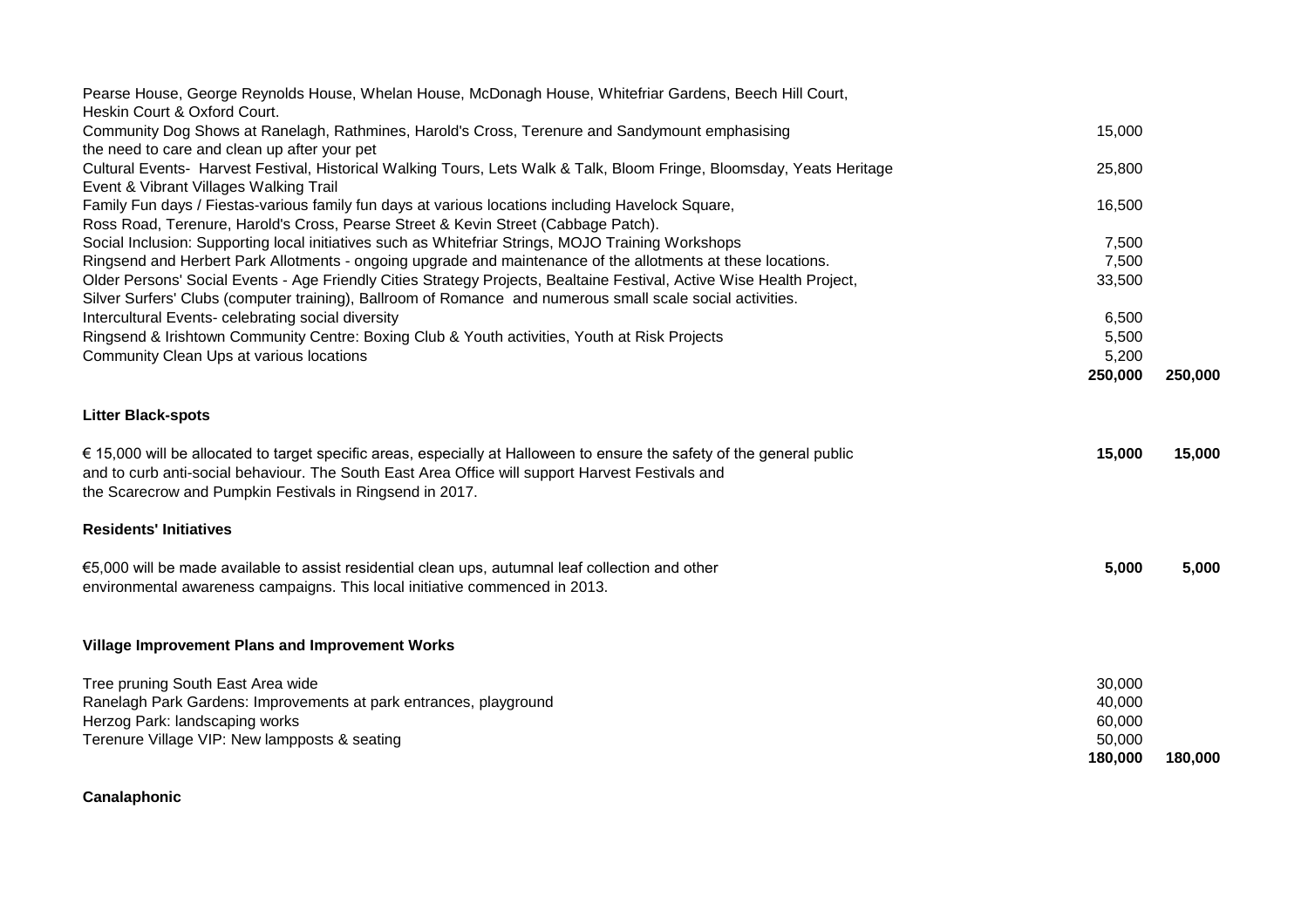| | | |
|---|---|---|
| Pearse House, George Reynolds House, Whelan House, McDonagh House, Whitefriar Gardens, Beech Hill Court, Heskin Court & Oxford Court. | | |
| Community Dog Shows at Ranelagh, Rathmines, Harold's Cross, Terenure and Sandymount emphasising the need to care and clean up after your pet | 15,000 | |
| Cultural Events- Harvest Festival, Historical Walking Tours, Lets Walk & Talk, Bloom Fringe, Bloomsday, Yeats Heritage Event & Vibrant Villages Walking Trail | 25,800 | |
| Family Fun days / Fiestas-various family fun days at various locations including Havelock Square, Ross Road, Terenure, Harold's Cross, Pearse Street & Kevin Street (Cabbage Patch). | 16,500 | |
| Social Inclusion: Supporting local initiatives such as Whitefriar Strings, MOJO Training Workshops | 7,500 | |
| Ringsend and Herbert Park Allotments - ongoing upgrade and maintenance of the allotments at these locations. | 7,500 | |
| Older Persons' Social Events - Age Friendly Cities Strategy Projects, Bealtaine Festival, Active Wise Health Project, Silver Surfers' Clubs (computer training), Ballroom of Romance and numerous small scale social activities. | 33,500 | |
| Intercultural Events- celebrating social diversity | 6,500 | |
| Ringsend & Irishtown Community Centre: Boxing Club & Youth activities, Youth at Risk Projects | 5,500 | |
| Community Clean Ups at various locations | 5,200 | |
| | **250,000** | **250,000** |

**Litter Black-spots**

| | | |
|---|---|---|
| € 15,000 will be allocated to target specific areas, especially at Halloween to ensure the safety of the general public and to curb anti-social behaviour. The South East Area Office will support Harvest Festivals and the Scarecrow and Pumpkin Festivals in Ringsend in 2017. | **15,000** | **15,000** |

**Residents' Initiatives**

| | | |
|---|---|---|
| €5,000 will be made available to assist residential clean ups, autumnal leaf collection and other environmental awareness campaigns. This local initiative commenced in 2013. | **5,000** | **5,000** |

**Village Improvement Plans and Improvement Works**

| | | |
|---|---|---|
| Tree pruning South East Area wide | 30,000 | |
| Ranelagh Park Gardens: Improvements at park entrances, playground | 40,000 | |
| Herzog Park: landscaping works | 60,000 | |
| Terenure Village VIP: New lampposts & seating | 50,000 | |
| | **180,000** | **180,000** |

**Canalaphonic**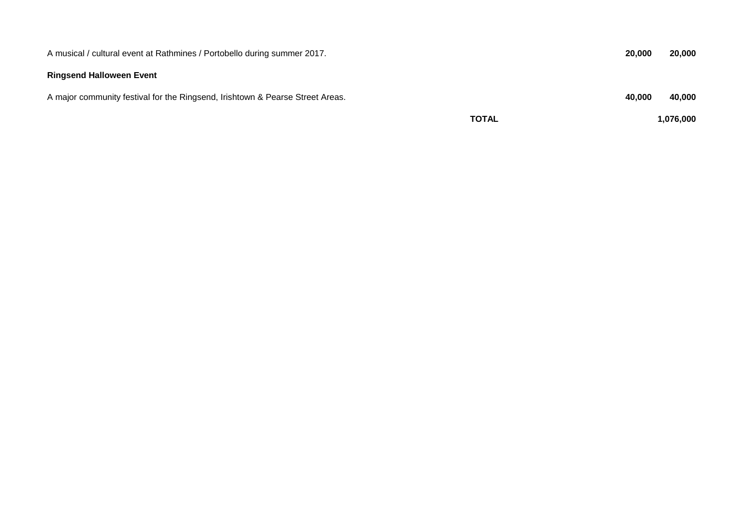| | | | |
|---|---|---|---|
| A musical / cultural event at Rathmines / Portobello during summer 2017. | | **20,000** | **20,000** |
| **Ringsend Halloween Event** | | | |
| A major community festival for the Ringsend, Irishtown & Pearse Street Areas. | | **40,000** | **40,000** |
| | **TOTAL** | | **1,076,000** |